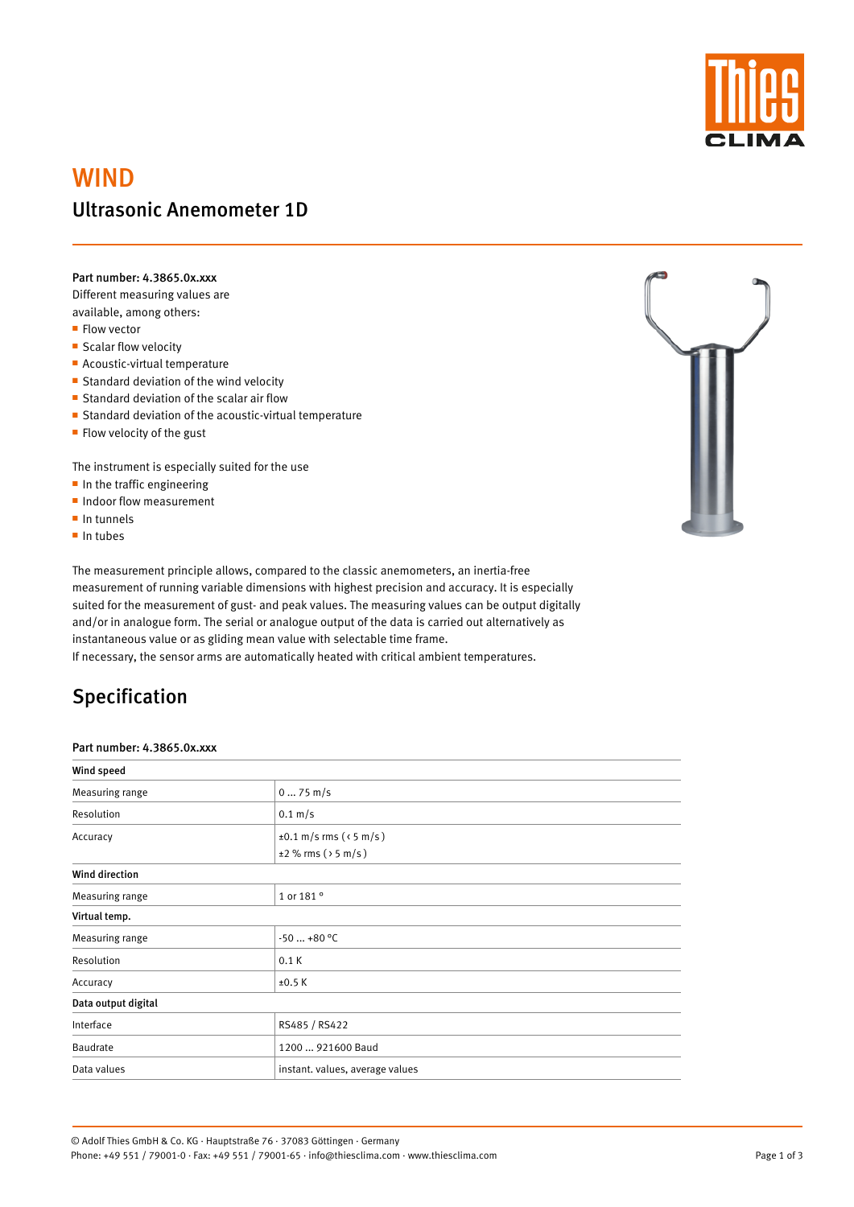# WIND

## Ultrasonic Anemometer 1D

**Part number: 4.3865.0x.xxx**

Different measuring values are available, among others:

- Flow vector
- Scalar flow velocity
- Acoustic-virtual temperature
- Standard deviation of the wind velocity
- Standard deviation of the scalar air flow
- Standard deviation of the acoustic-virtual temperature
- Flow velocity of the gust

The instrument is especially suited for the use

- In the traffic engineering
- Indoor flow measurement
- In tunnels
- In tubes

The measurement principle allows, compared to the classic anemometers, an inertia-free measurement of running variable dimensions with highest precision and accuracy. It is especially suited for the measurement of gust- and peak values. The measuring values can be output digitally and/or in analogue form. The serial or analogue output of the data is carried out alternatively as instantaneous value or as gliding mean value with selectable time frame.
If necessary, the sensor arms are automatically heated with critical ambient temperatures.

## Specification

**Part number: 4.3865.0x.xxx**

| **Wind speed** | |
|---|---|
| Measuring range | 0 … 75 m/s |
| Resolution | 0.1 m/s |
| Accuracy | ±0.1 m/s rms (‹ 5 m/s)<br>±2 % rms (› 5 m/s) |
| **Wind direction** | |
| Measuring range | 1 or 181 ° |
| **Virtual temp.** | |
| Measuring range | -50 … +80 °C |
| Resolution | 0.1 K |
| Accuracy | ±0.5 K |
| **Data output digital** | |
| Interface | RS485 / RS422 |
| Baudrate | 1200 … 921600 Baud |
| Data values | instant. values, average values |

© Adolf Thies GmbH & Co. KG · Hauptstraße 76 · 37083 Göttingen · Germany
Phone: +49 551 / 79001-0 · Fax: +49 551 / 79001-65 · info@thiesclima.com · www.thiesclima.com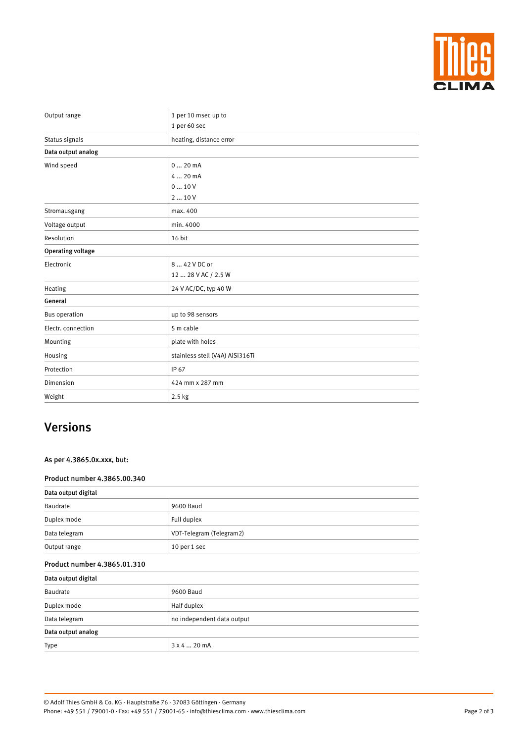| | |
|---|---|
| Output range | 1 per 10 msec up to<br>1 per 60 sec |
| Status signals | heating, distance error |
| **Data output analog** | |
| Wind speed | 0 ... 20 mA<br>4 ... 20 mA<br>0 ... 10 V<br>2 ... 10 V |
| Stromausgang | max. 400 |
| Voltage output | min. 4000 |
| Resolution | 16 bit |
| **Operating voltage** | |
| Electronic | 8 ... 42 V DC or<br>12 ... 28 V AC / 2.5 W |
| Heating | 24 V AC/DC, typ 40 W |
| **General** | |
| Bus operation | up to 98 sensors |
| Electr. connection | 5 m cable |
| Mounting | plate with holes |
| Housing | stainless stell (V4A) AiSi316Ti |
| Protection | IP 67 |
| Dimension | 424 mm x 287 mm |
| Weight | 2.5 kg |

## Versions

**As per 4.3865.0x.xxx, but:**

### Product number 4.3865.00.340

| | |
|---|---|
| **Data output digital** | |
| Baudrate | 9600 Baud |
| Duplex mode | Full duplex |
| Data telegram | VDT-Telegram (Telegram2) |
| Output range | 10 per 1 sec |

### Product number 4.3865.01.310

| | |
|---|---|
| **Data output digital** | |
| Baudrate | 9600 Baud |
| Duplex mode | Half duplex |
| Data telegram | no independent data output |
| **Data output analog** | |
| Type | 3 x 4 ... 20 mA |

© Adolf Thies GmbH & Co. KG · Hauptstraße 76 · 37083 Göttingen · Germany
Phone: +49 551 / 79001-0 · Fax: +49 551 / 79001-65 · info@thiesclima.com · www.thiesclima.com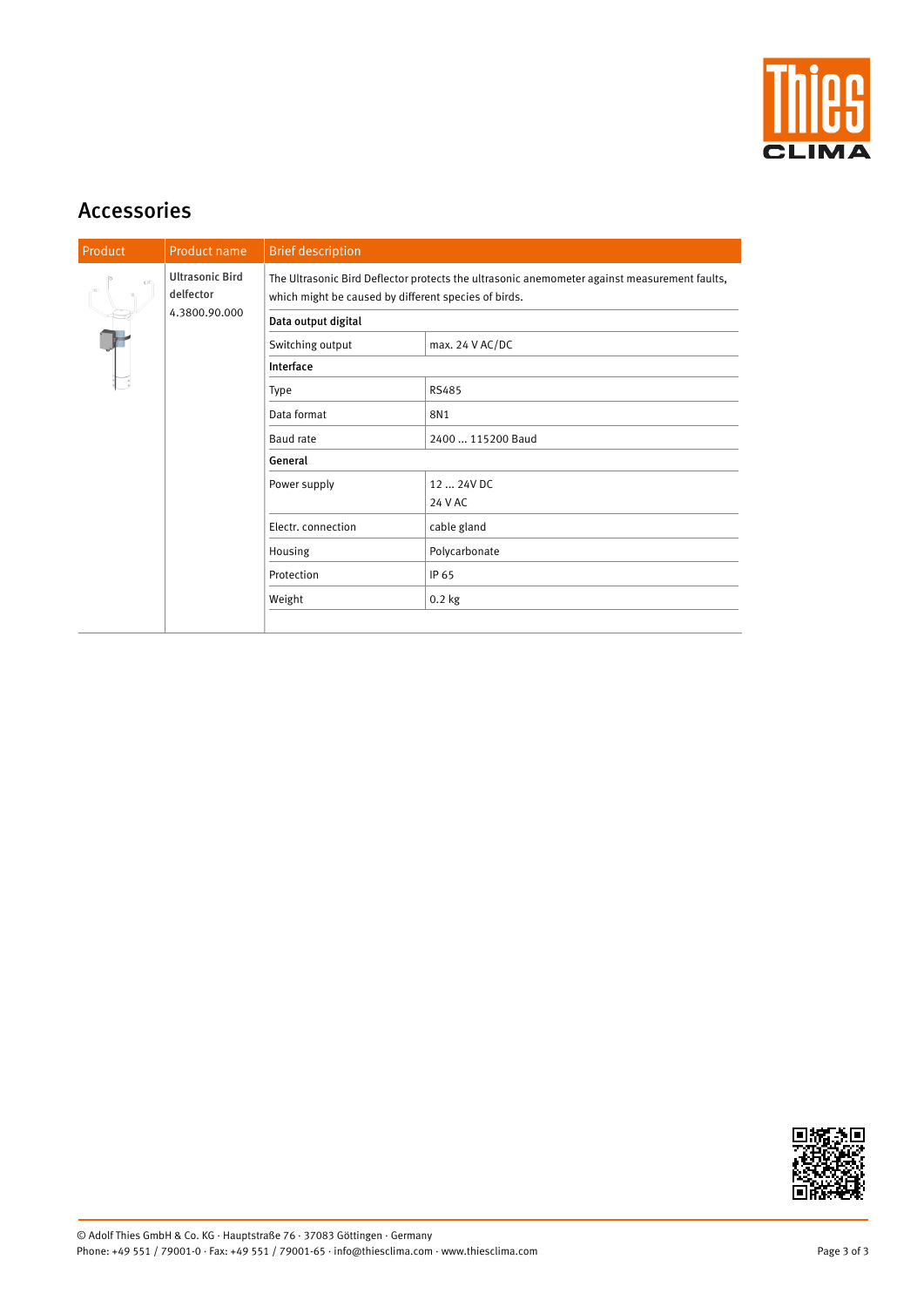## Accessories

| Product | Product name | Brief description | |
|---|---|---|---|
| | **Ultrasonic Bird delfector** 4.3800.90.000 | The Ultrasonic Bird Deflector protects the ultrasonic anemometer against measurement faults, which might be caused by different species of birds. | |
| | | **Data output digital** | |
| | | Switching output | max. 24 V AC/DC |
| | | **Interface** | |
| | | Type | RS485 |
| | | Data format | 8N1 |
| | | Baud rate | 2400 ... 115200 Baud |
| | | **General** | |
| | | Power supply | 12 ... 24V DC<br>24 V AC |
| | | Electr. connection | cable gland |
| | | Housing | Polycarbonate |
| | | Protection | IP 65 |
| | | Weight | 0.2 kg |

© Adolf Thies GmbH & Co. KG · Hauptstraße 76 · 37083 Göttingen · Germany
Phone: +49 551 / 79001-0 · Fax: +49 551 / 79001-65 · info@thiesclima.com · www.thiesclima.com